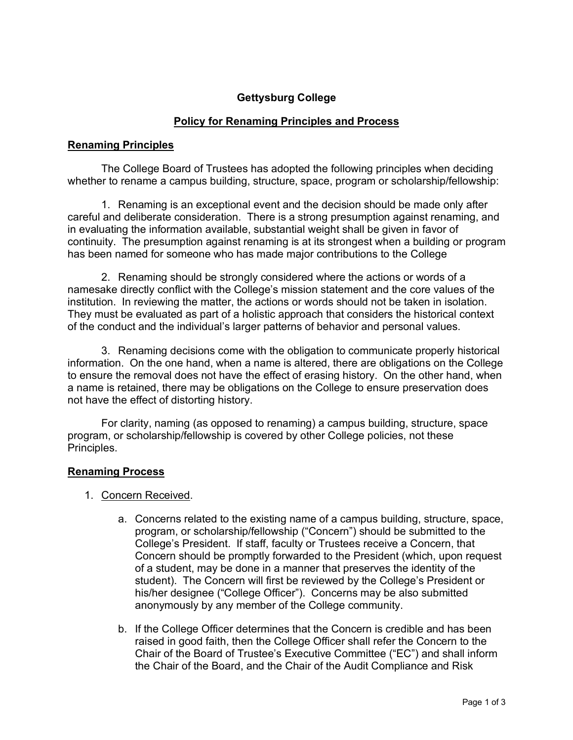**Gettysburg College**

**Policy for Renaming Principles and Process**

## Renaming Principles

The College Board of Trustees has adopted the following principles when deciding whether to rename a campus building, structure, space, program or scholarship/fellowship:

1. Renaming is an exceptional event and the decision should be made only after careful and deliberate consideration. There is a strong presumption against renaming, and in evaluating the information available, substantial weight shall be given in favor of continuity. The presumption against renaming is at its strongest when a building or program has been named for someone who has made major contributions to the College

2. Renaming should be strongly considered where the actions or words of a namesake directly conflict with the College's mission statement and the core values of the institution. In reviewing the matter, the actions or words should not be taken in isolation. They must be evaluated as part of a holistic approach that considers the historical context of the conduct and the individual's larger patterns of behavior and personal values.

3. Renaming decisions come with the obligation to communicate properly historical information. On the one hand, when a name is altered, there are obligations on the College to ensure the removal does not have the effect of erasing history. On the other hand, when a name is retained, there may be obligations on the College to ensure preservation does not have the effect of distorting history.

For clarity, naming (as opposed to renaming) a campus building, structure, space program, or scholarship/fellowship is covered by other College policies, not these Principles.

## Renaming Process

1. Concern Received.

    a. Concerns related to the existing name of a campus building, structure, space, program, or scholarship/fellowship ("Concern") should be submitted to the College's President. If staff, faculty or Trustees receive a Concern, that Concern should be promptly forwarded to the President (which, upon request of a student, may be done in a manner that preserves the identity of the student). The Concern will first be reviewed by the College's President or his/her designee ("College Officer"). Concerns may be also submitted anonymously by any member of the College community.

    b. If the College Officer determines that the Concern is credible and has been raised in good faith, then the College Officer shall refer the Concern to the Chair of the Board of Trustee's Executive Committee ("EC") and shall inform the Chair of the Board, and the Chair of the Audit Compliance and Risk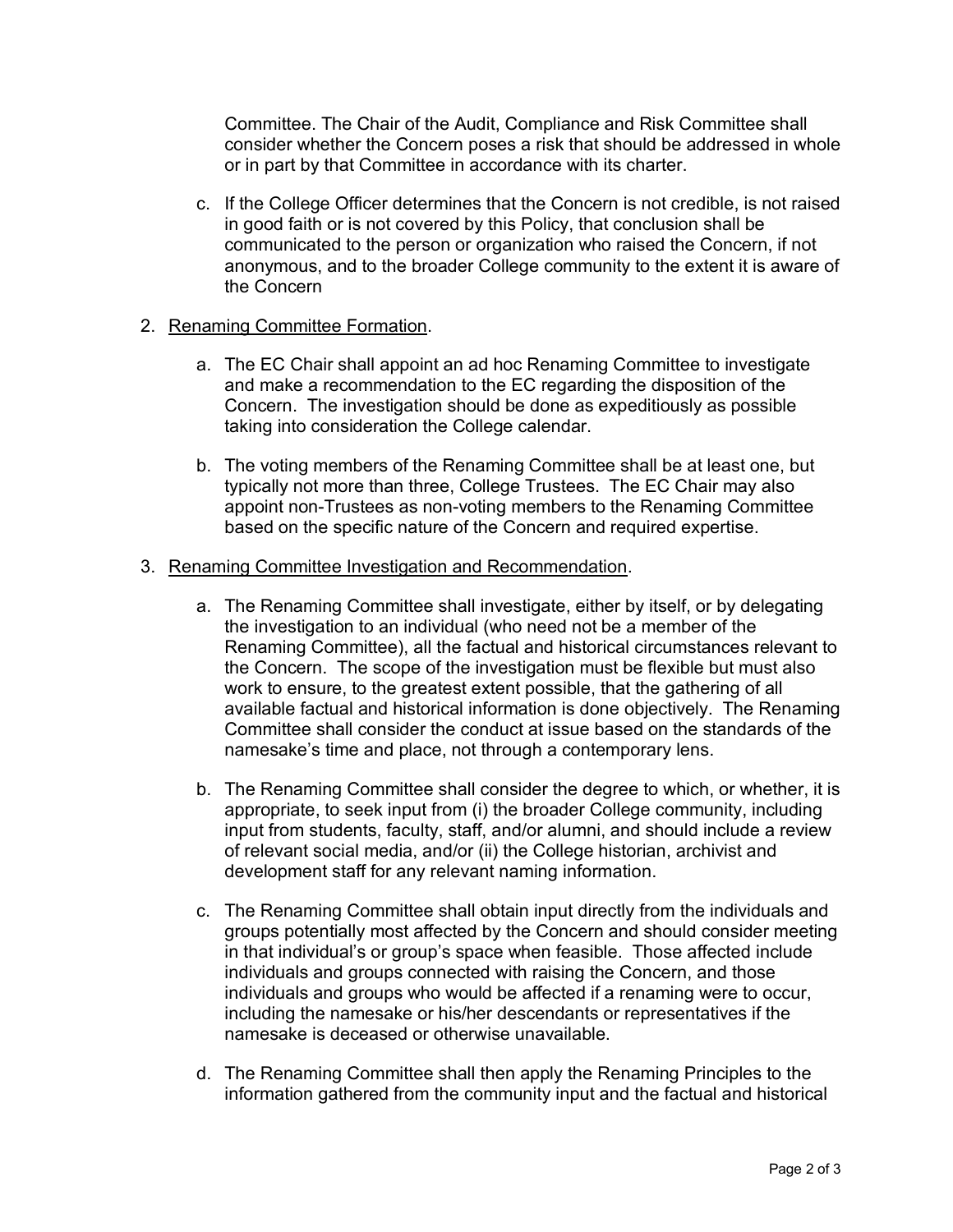Committee. The Chair of the Audit, Compliance and Risk Committee shall consider whether the Concern poses a risk that should be addressed in whole or in part by that Committee in accordance with its charter.

c. If the College Officer determines that the Concern is not credible, is not raised in good faith or is not covered by this Policy, that conclusion shall be communicated to the person or organization who raised the Concern, if not anonymous, and to the broader College community to the extent it is aware of the Concern

2. <u>Renaming Committee Formation</u>.

    a. The EC Chair shall appoint an ad hoc Renaming Committee to investigate and make a recommendation to the EC regarding the disposition of the Concern. The investigation should be done as expeditiously as possible taking into consideration the College calendar.

    b. The voting members of the Renaming Committee shall be at least one, but typically not more than three, College Trustees. The EC Chair may also appoint non-Trustees as non-voting members to the Renaming Committee based on the specific nature of the Concern and required expertise.

3. <u>Renaming Committee Investigation and Recommendation</u>.

    a. The Renaming Committee shall investigate, either by itself, or by delegating the investigation to an individual (who need not be a member of the Renaming Committee), all the factual and historical circumstances relevant to the Concern. The scope of the investigation must be flexible but must also work to ensure, to the greatest extent possible, that the gathering of all available factual and historical information is done objectively. The Renaming Committee shall consider the conduct at issue based on the standards of the namesake's time and place, not through a contemporary lens.

    b. The Renaming Committee shall consider the degree to which, or whether, it is appropriate, to seek input from (i) the broader College community, including input from students, faculty, staff, and/or alumni, and should include a review of relevant social media, and/or (ii) the College historian, archivist and development staff for any relevant naming information.

    c. The Renaming Committee shall obtain input directly from the individuals and groups potentially most affected by the Concern and should consider meeting in that individual's or group's space when feasible. Those affected include individuals and groups connected with raising the Concern, and those individuals and groups who would be affected if a renaming were to occur, including the namesake or his/her descendants or representatives if the namesake is deceased or otherwise unavailable.

    d. The Renaming Committee shall then apply the Renaming Principles to the information gathered from the community input and the factual and historical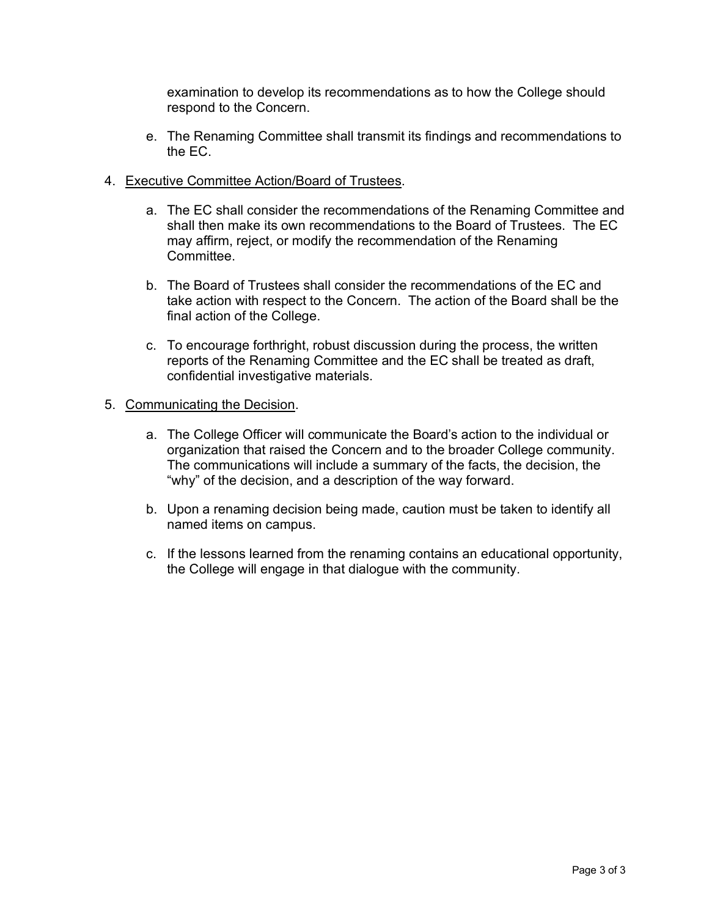examination to develop its recommendations as to how the College should respond to the Concern.

e. The Renaming Committee shall transmit its findings and recommendations to the EC.

4. Executive Committee Action/Board of Trustees.

   a. The EC shall consider the recommendations of the Renaming Committee and shall then make its own recommendations to the Board of Trustees. The EC may affirm, reject, or modify the recommendation of the Renaming Committee.

   b. The Board of Trustees shall consider the recommendations of the EC and take action with respect to the Concern. The action of the Board shall be the final action of the College.

   c. To encourage forthright, robust discussion during the process, the written reports of the Renaming Committee and the EC shall be treated as draft, confidential investigative materials.

5. Communicating the Decision.

   a. The College Officer will communicate the Board's action to the individual or organization that raised the Concern and to the broader College community. The communications will include a summary of the facts, the decision, the "why" of the decision, and a description of the way forward.

   b. Upon a renaming decision being made, caution must be taken to identify all named items on campus.

   c. If the lessons learned from the renaming contains an educational opportunity, the College will engage in that dialogue with the community.